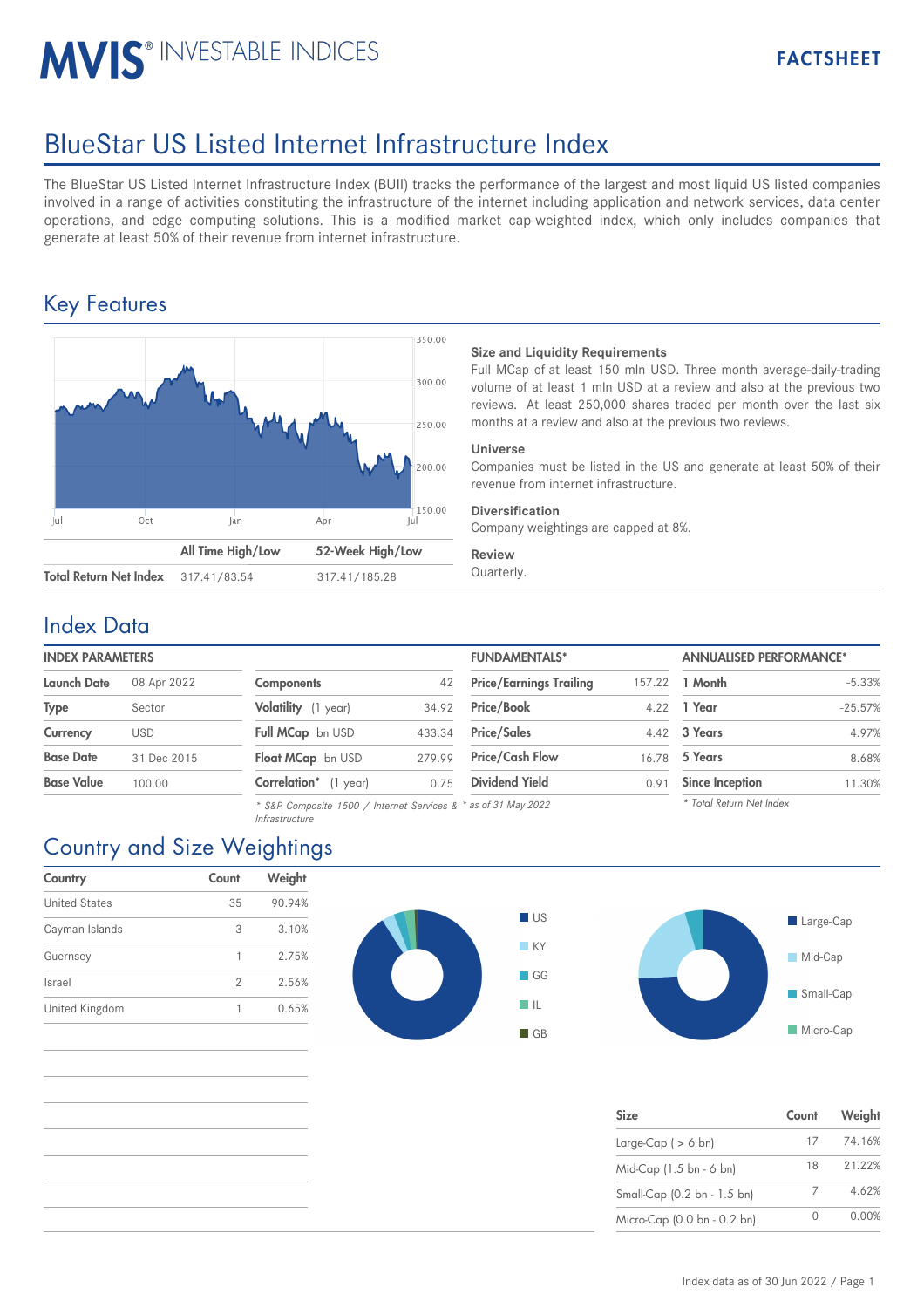MVIS® INVESTABLE INDICES

FACTSHEET

# BlueStar US Listed Internet Infrastructure Index

The BlueStar US Listed Internet Infrastructure Index (BUII) tracks the performance of the largest and most liquid US listed companies involved in a range of activities constituting the infrastructure of the internet including application and network services, data center operations, and edge computing solutions. This is a modified market cap-weighted index, which only includes companies that generate at least 50% of their revenue from internet infrastructure.

## Key Features

| | All Time High/Low | 52-Week High/Low |
|---|---|---|
| Total Return Net Index | 317.41/83.54 | 317.41/185.28 |

**Size and Liquidity Requirements**
Full MCap of at least 150 mln USD. Three month average-daily-trading volume of at least 1 mln USD at a review and also at the previous two reviews. At least 250,000 shares traded per month over the last six months at a review and also at the previous two reviews.

**Universe**
Companies must be listed in the US and generate at least 50% of their revenue from internet infrastructure.

**Diversification**
Company weightings are capped at 8%.

**Review**
Quarterly.

## Index Data

| INDEX PARAMETERS | |
|---|---|
| Launch Date | 08 Apr 2022 |
| Type | Sector |
| Currency | USD |
| Base Date | 31 Dec 2015 |
| Base Value | 100.00 |

| | |
|---|---|
| Components | 42 |
| Volatility (1 year) | 34.92 |
| Full MCap bn USD | 433.34 |
| Float MCap bn USD | 279.99 |
| Correlation* (1 year) | 0.75 |

* S&P Composite 1500 / Internet Services & Infrastructure

| FUNDAMENTALS* | |
|---|---|
| Price/Earnings Trailing | 157.22 |
| Price/Book | 4.22 |
| Price/Sales | 4.42 |
| Price/Cash Flow | 16.78 |
| Dividend Yield | 0.91 |

* as of 31 May 2022

| ANNUALISED PERFORMANCE* | |
|---|---|
| 1 Month | -5.33% |
| 1 Year | -25.57% |
| 3 Years | 4.97% |
| 5 Years | 8.68% |
| Since Inception | 11.30% |

* Total Return Net Index

## Country and Size Weightings

| Country | Count | Weight |
|---|---|---|
| United States | 35 | 90.94% |
| Cayman Islands | 3 | 3.10% |
| Guernsey | 1 | 2.75% |
| Israel | 2 | 2.56% |
| United Kingdom | 1 | 0.65% |

| Size | Count | Weight |
|---|---|---|
| Large-Cap ( > 6 bn) | 17 | 74.16% |
| Mid-Cap (1.5 bn - 6 bn) | 18 | 21.22% |
| Small-Cap (0.2 bn - 1.5 bn) | 7 | 4.62% |
| Micro-Cap (0.0 bn - 0.2 bn) | 0 | 0.00% |

Index data as of 30 Jun 2022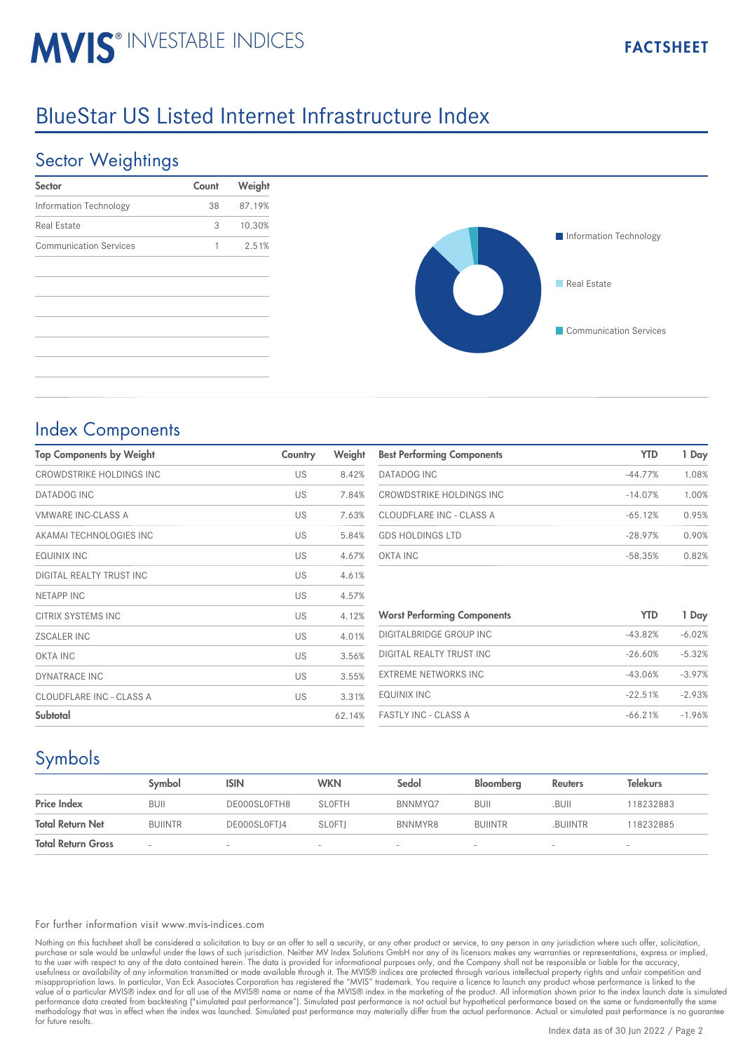# BlueStar US Listed Internet Infrastructure Index

## Sector Weightings

| Sector | Count | Weight |
|---|---|---|
| Information Technology | 38 | 87.19% |
| Real Estate | 3 | 10.30% |
| Communication Services | 1 | 2.51% |

Information Technology

Real Estate

Communication Services

## Index Components

| Top Components by Weight | Country | Weight |
|---|---|---|
| CROWDSTRIKE HOLDINGS INC | US | 8.42% |
| DATADOG INC | US | 7.84% |
| VMWARE INC-CLASS A | US | 7.63% |
| AKAMAI TECHNOLOGIES INC | US | 5.84% |
| EQUINIX INC | US | 4.67% |
| DIGITAL REALTY TRUST INC | US | 4.61% |
| NETAPP INC | US | 4.57% |
| CITRIX SYSTEMS INC | US | 4.12% |
| ZSCALER INC | US | 4.01% |
| OKTA INC | US | 3.56% |
| DYNATRACE INC | US | 3.55% |
| CLOUDFLARE INC - CLASS A | US | 3.31% |
| **Subtotal** | | 62.14% |

| Best Performing Components | YTD | 1 Day |
|---|---|---|
| DATADOG INC | -44.77% | 1.08% |
| CROWDSTRIKE HOLDINGS INC | -14.07% | 1.00% |
| CLOUDFLARE INC - CLASS A | -65.12% | 0.95% |
| GDS HOLDINGS LTD | -28.97% | 0.90% |
| OKTA INC | -58.35% | 0.82% |

| Worst Performing Components | YTD | 1 Day |
|---|---|---|
| DIGITALBRIDGE GROUP INC | -43.82% | -6.02% |
| DIGITAL REALTY TRUST INC | -26.60% | -5.32% |
| EXTREME NETWORKS INC | -43.06% | -3.97% |
| EQUINIX INC | -22.51% | -2.93% |
| FASTLY INC - CLASS A | -66.21% | -1.96% |

## Symbols

| | Symbol | ISIN | WKN | Sedol | Bloomberg | Reuters | Telekurs |
|---|---|---|---|---|---|---|---|
| **Price Index** | BUII | DE000SL0FTH8 | SL0FTH | BNNMYQ7 | BUII | .BUII | 118232883 |
| **Total Return Net** | BUIINTR | DE000SL0FTJ4 | SL0FTJ | BNNMYR8 | BUIINTR | .BUIINTR | 118232885 |
| **Total Return Gross** | - | - | - | - | - | - | - |

For further information visit www.mvis-indices.com

Nothing on this factsheet shall be considered a solicitation to buy or an offer to sell a security, or any other product or service, to any person in any jurisdiction where such offer, solicitation, purchase or sale would be unlawful under the laws of such jurisdiction. Neither MV Index Solutions GmbH nor any of its licensors makes any warranties or representations, express or implied, to the user with respect to any of the data contained herein. The data is provided for informational purposes only, and the Company shall not be responsible or liable for the accuracy, usefulness or availability of any information transmitted or made available through it. The MVIS® indices are protected through various intellectual property rights and unfair competition and misappropriation laws. In particular, Van Eck Associates Corporation has registered the "MVIS" trademark. You require a licence to launch any product whose performance is linked to the value of a particular MVIS® index and for all use of the MVIS® name or name of the MVIS® index in the marketing of the product. All information shown prior to the index launch date is simulated performance data created from backtesting ("simulated past performance"). Simulated past performance is not actual but hypothetical performance based on the same or fundamentally the same methodology that was in effect when the index was launched. Simulated past performance may materially differ from the actual performance. Actual or simulated past performance is no guarantee for future results.

Index data as of 30 Jun 2022